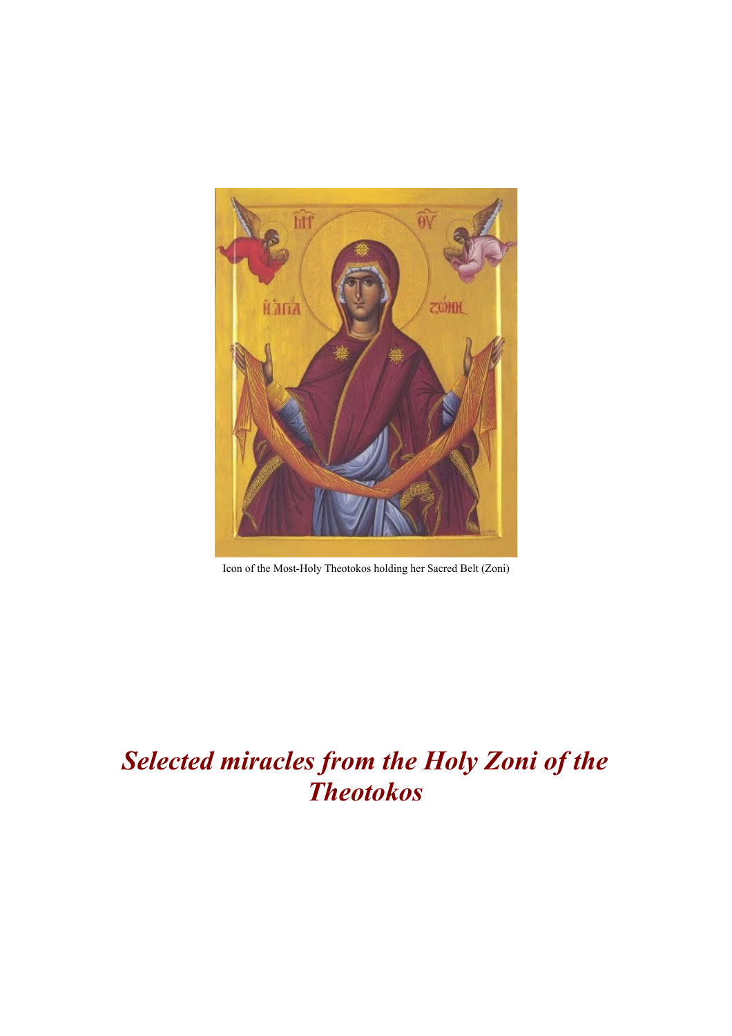Icon of the Most-Holy Theotokos holding her Sacred Belt (Zoni)

# *Selected miracles from the Holy Zoni of the Theotokos*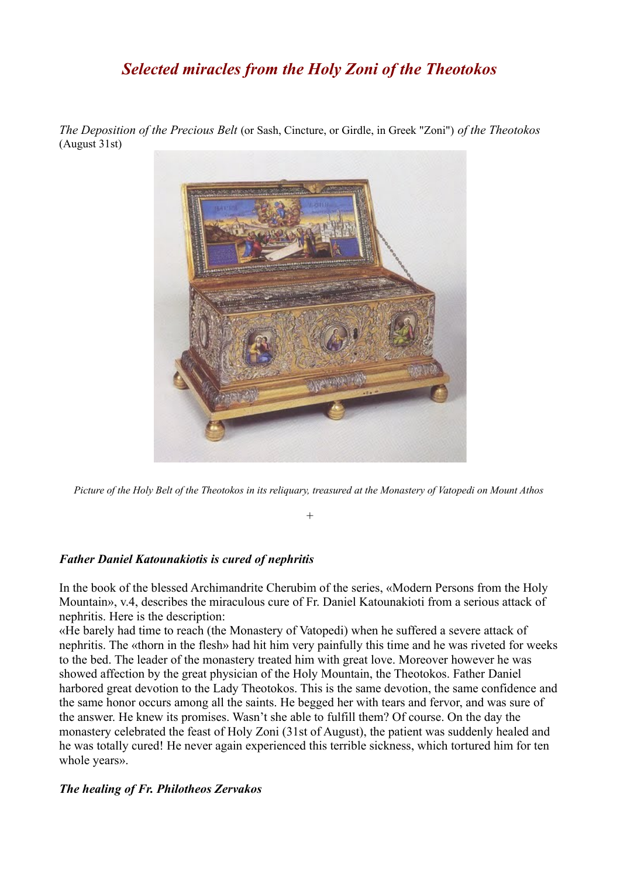# *Selected miracles from the Holy Zoni of the Theotokos*

*The Deposition of the Precious Belt* (or Sash, Cincture, or Girdle, in Greek "Zoni") *of the Theotokos* (August 31st)

*Picture of the Holy Belt of the Theotokos in its reliquary, treasured at the Monastery of Vatopedi on Mount Athos*

+

### *Father Daniel Katounakiotis is cured of nephritis*

In the book of the blessed Archimandrite Cherubim of the series, «Modern Persons from the Holy Mountain», v.4, describes the miraculous cure of Fr. Daniel Katounakioti from a serious attack of nephritis. Here is the description:

«He barely had time to reach (the Monastery of Vatopedi) when he suffered a severe attack of nephritis. The «thorn in the flesh» had hit him very painfully this time and he was riveted for weeks to the bed. The leader of the monastery treated him with great love. Moreover however he was showed affection by the great physician of the Holy Mountain, the Theotokos. Father Daniel harbored great devotion to the Lady Theotokos. This is the same devotion, the same confidence and the same honor occurs among all the saints. He begged her with tears and fervor, and was sure of the answer. He knew its promises. Wasn't she able to fulfill them? Of course. On the day the monastery celebrated the feast of Holy Zoni (31st of August), the patient was suddenly healed and he was totally cured! He never again experienced this terrible sickness, which tortured him for ten whole years».

### *The healing of Fr. Philotheos Zervakos*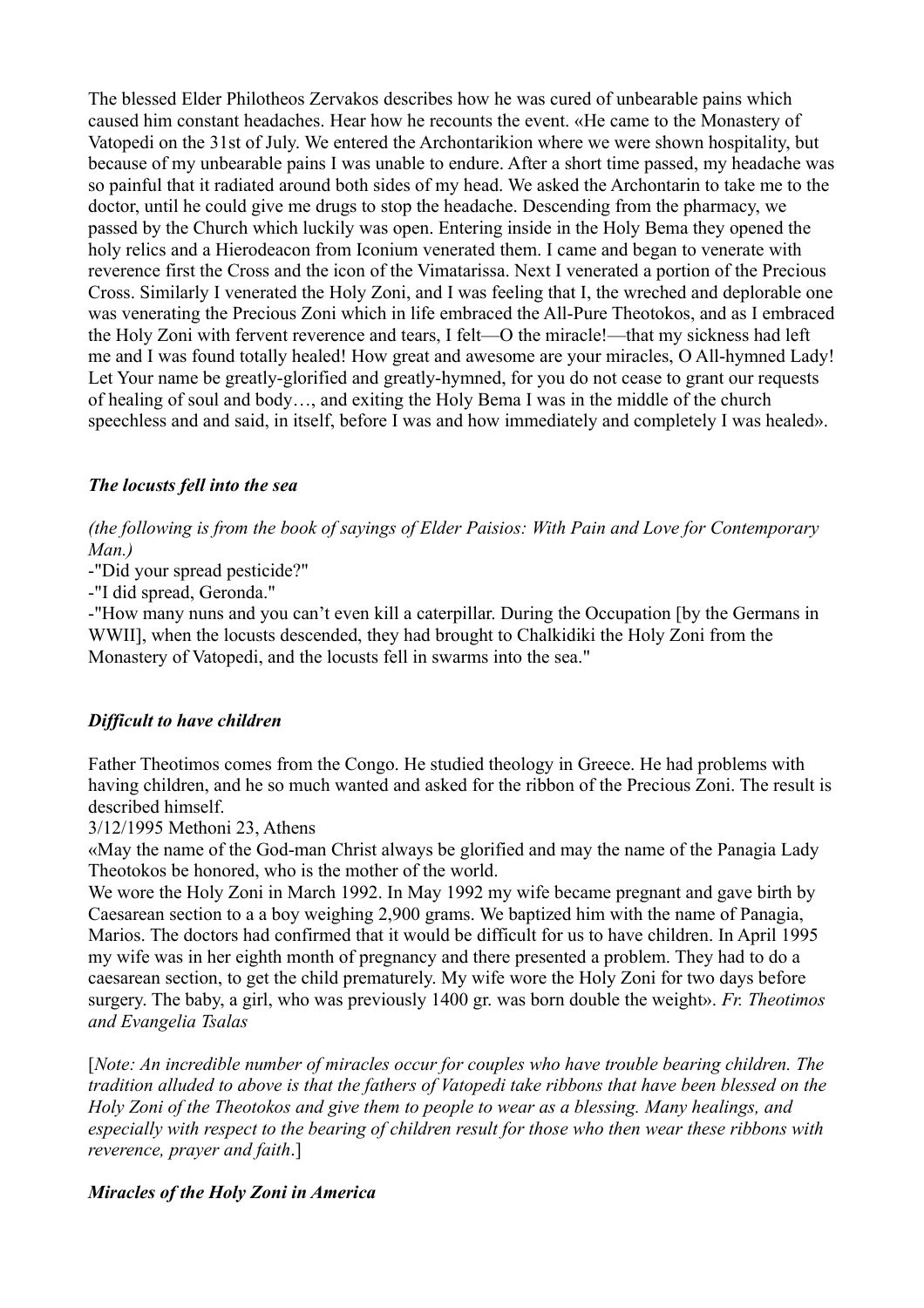The blessed Elder Philotheos Zervakos describes how he was cured of unbearable pains which caused him constant headaches. Hear how he recounts the event. «He came to the Monastery of Vatopedi on the 31st of July. We entered the Archontarikion where we were shown hospitality, but because of my unbearable pains I was unable to endure. After a short time passed, my headache was so painful that it radiated around both sides of my head. We asked the Archontarin to take me to the doctor, until he could give me drugs to stop the headache. Descending from the pharmacy, we passed by the Church which luckily was open. Entering inside in the Holy Bema they opened the holy relics and a Hierodeacon from Iconium venerated them. I came and began to venerate with reverence first the Cross and the icon of the Vimatarissa. Next I venerated a portion of the Precious Cross. Similarly I venerated the Holy Zoni, and I was feeling that I, the wreched and deplorable one was venerating the Precious Zoni which in life embraced the All-Pure Theotokos, and as I embraced the Holy Zoni with fervent reverence and tears, I felt—O the miracle!—that my sickness had left me and I was found totally healed! How great and awesome are your miracles, O All-hymned Lady! Let Your name be greatly-glorified and greatly-hymned, for you do not cease to grant our requests of healing of soul and body…, and exiting the Holy Bema I was in the middle of the church speechless and and said, in itself, before I was and how immediately and completely I was healed».

### *The locusts fell into the sea*

*(the following is from the book of sayings of Elder Paisios: With Pain and Love for Contemporary Man.)*

-"Did your spread pesticide?"

-"I did spread, Geronda."

-"How many nuns and you can't even kill a caterpillar. During the Occupation [by the Germans in WWII], when the locusts descended, they had brought to Chalkidiki the Holy Zoni from the Monastery of Vatopedi, and the locusts fell in swarms into the sea."

### *Difficult to have children*

Father Theotimos comes from the Congo. He studied theology in Greece. He had problems with having children, and he so much wanted and asked for the ribbon of the Precious Zoni. The result is described himself.

3/12/1995 Methoni 23, Athens

«May the name of the God-man Christ always be glorified and may the name of the Panagia Lady Theotokos be honored, who is the mother of the world.

We wore the Holy Zoni in March 1992. In May 1992 my wife became pregnant and gave birth by Caesarean section to a a boy weighing 2,900 grams. We baptized him with the name of Panagia, Marios. The doctors had confirmed that it would be difficult for us to have children. In April 1995 my wife was in her eighth month of pregnancy and there presented a problem. They had to do a caesarean section, to get the child prematurely. My wife wore the Holy Zoni for two days before surgery. The baby, a girl, who was previously 1400 gr. was born double the weight». *Fr. Theotimos and Evangelia Tsalas*

[*Note: An incredible number of miracles occur for couples who have trouble bearing children. The tradition alluded to above is that the fathers of Vatopedi take ribbons that have been blessed on the Holy Zoni of the Theotokos and give them to people to wear as a blessing. Many healings, and especially with respect to the bearing of children result for those who then wear these ribbons with reverence, prayer and faith*.]

### *Miracles of the Holy Zoni in America*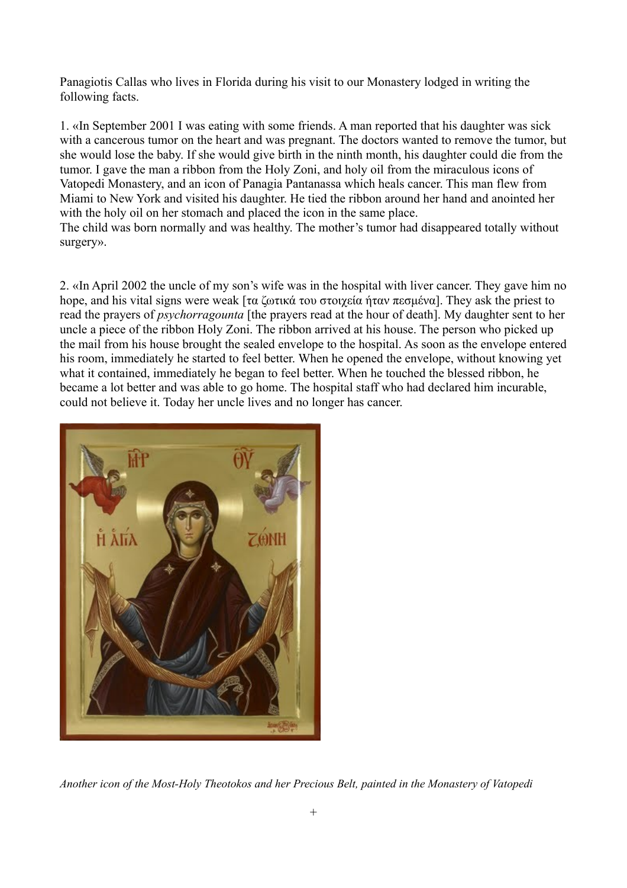Panagiotis Callas who lives in Florida during his visit to our Monastery lodged in writing the following facts.

1. «In September 2001 I was eating with some friends. A man reported that his daughter was sick with a cancerous tumor on the heart and was pregnant. The doctors wanted to remove the tumor, but she would lose the baby. If she would give birth in the ninth month, his daughter could die from the tumor. I gave the man a ribbon from the Holy Zoni, and holy oil from the miraculous icons of Vatopedi Monastery, and an icon of Panagia Pantanassa which heals cancer. This man flew from Miami to New York and visited his daughter. He tied the ribbon around her hand and anointed her with the holy oil on her stomach and placed the icon in the same place.
The child was born normally and was healthy. The mother's tumor had disappeared totally without surgery».

2. «In April 2002 the uncle of my son's wife was in the hospital with liver cancer. They gave him no hope, and his vital signs were weak [τα ζωτικά του στοιχεία ήταν πεσμένα]. They ask the priest to read the prayers of *psychorragounta* [the prayers read at the hour of death]. My daughter sent to her uncle a piece of the ribbon Holy Zoni. The ribbon arrived at his house. The person who picked up the mail from his house brought the sealed envelope to the hospital. As soon as the envelope entered his room, immediately he started to feel better. When he opened the envelope, without knowing yet what it contained, immediately he began to feel better. When he touched the blessed ribbon, he became a lot better and was able to go home. The hospital staff who had declared him incurable, could not believe it. Today her uncle lives and no longer has cancer.

*Another icon of the Most-Holy Theotokos and her Precious Belt, painted in the Monastery of Vatopedi*

+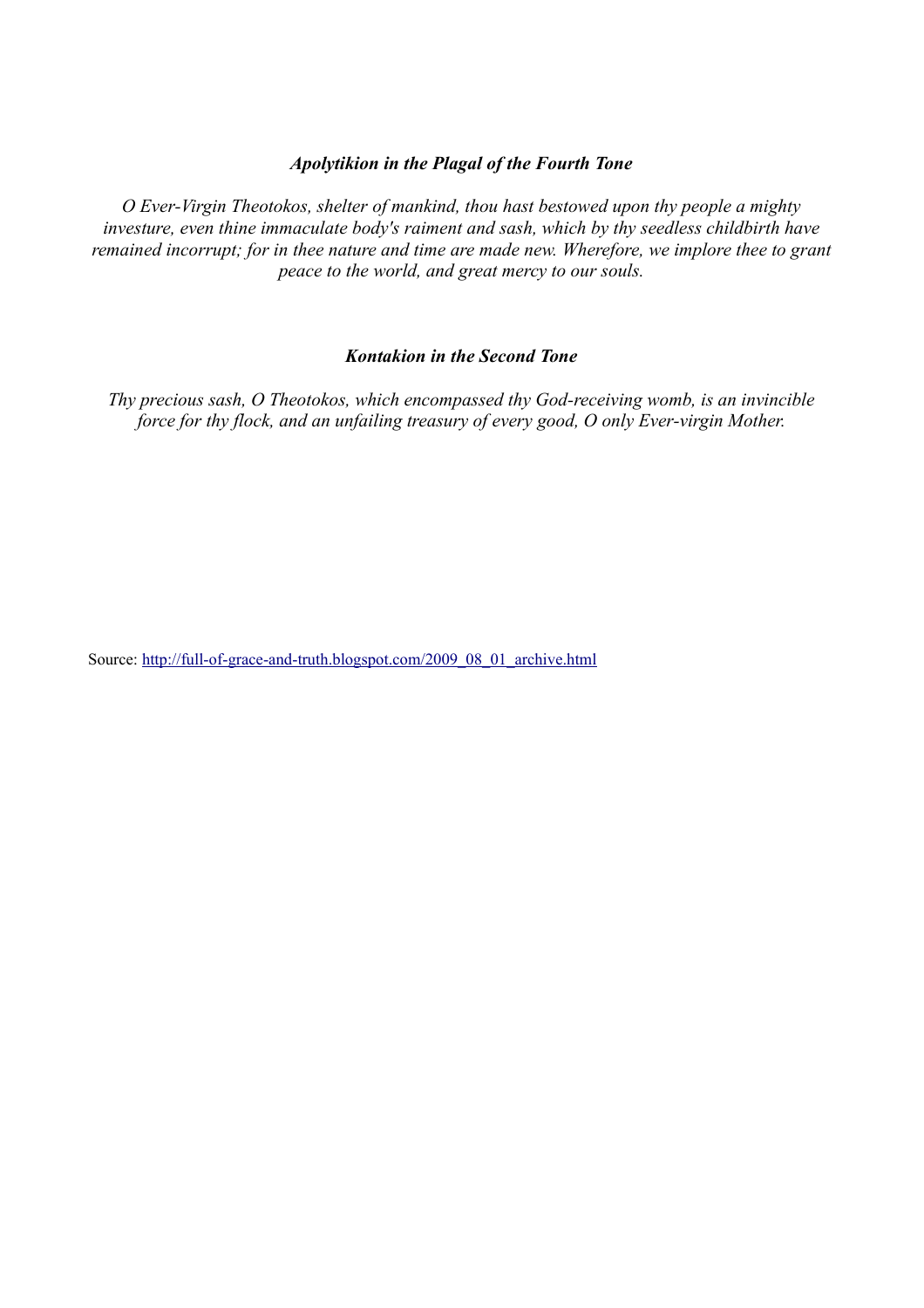### ***Apolytikion in the Plagal of the Fourth Tone***

*O Ever-Virgin Theotokos, shelter of mankind, thou hast bestowed upon thy people a mighty investure, even thine immaculate body's raiment and sash, which by thy seedless childbirth have remained incorrupt; for in thee nature and time are made new. Wherefore, we implore thee to grant peace to the world, and great mercy to our souls.*

### ***Kontakion in the Second Tone***

*Thy precious sash, O Theotokos, which encompassed thy God-receiving womb, is an invincible force for thy flock, and an unfailing treasury of every good, O only Ever-virgin Mother.*

Source: [http://full-of-grace-and-truth.blogspot.com/2009_08_01_archive.html](http://full-of-grace-and-truth.blogspot.com/2009_08_01_archive.html)